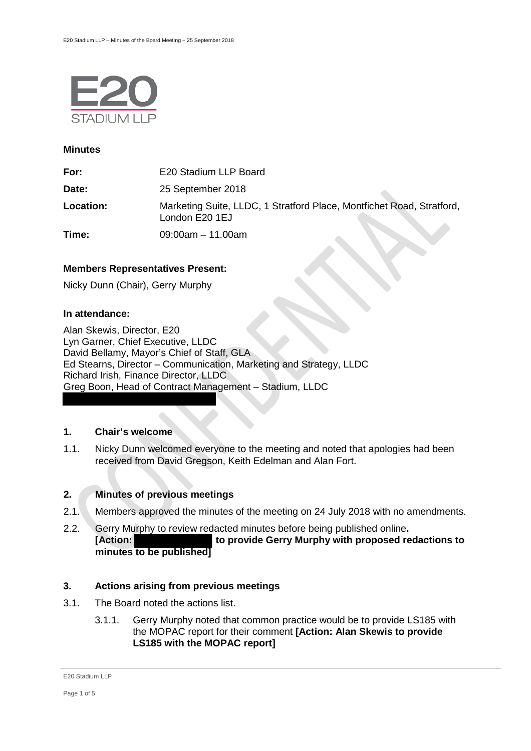E20 STADIUM LLP

**Minutes**

| | |
|---|---|
| **For:** | E20 Stadium LLP Board |
| **Date:** | 25 September 2018 |
| **Location:** | Marketing Suite, LLDC, 1 Stratford Place, Montfichet Road, Stratford, London E20 1EJ |
| **Time:** | 09:00am – 11.00am |

**Members Representatives Present:**

Nicky Dunn (Chair), Gerry Murphy

**In attendance:**

Alan Skewis, Director, E20
Lyn Garner, Chief Executive, LLDC
David Bellamy, Mayor's Chief of Staff, GLA
Ed Stearns, Director – Communication, Marketing and Strategy, LLDC
Richard Irish, Finance Director, LLDC
Greg Boon, Head of Contract Management – Stadium, LLDC

## 1. Chair's welcome

1.1. Nicky Dunn welcomed everyone to the meeting and noted that apologies had been received from David Gregson, Keith Edelman and Alan Fort.

## 2. Minutes of previous meetings

2.1. Members approved the minutes of the meeting on 24 July 2018 with no amendments.

2.2. Gerry Murphy to review redacted minutes before being published online. **[Action: to provide Gerry Murphy with proposed redactions to minutes to be published]**

## 3. Actions arising from previous meetings

3.1. The Board noted the actions list.

3.1.1. Gerry Murphy noted that common practice would be to provide LS185 with the MOPAC report for their comment **[Action: Alan Skewis to provide LS185 with the MOPAC report]**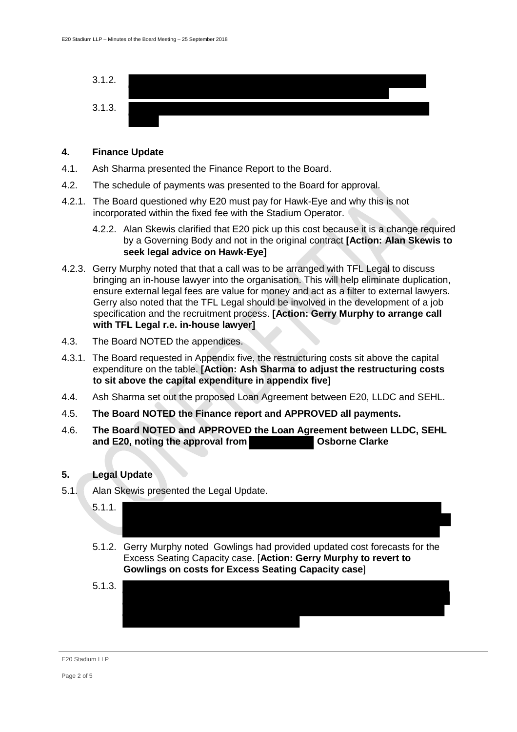3.1.2.

3.1.3.

## 4. Finance Update

4.1. Ash Sharma presented the Finance Report to the Board.

4.2. The schedule of payments was presented to the Board for approval.

4.2.1. The Board questioned why E20 must pay for Hawk-Eye and why this is not incorporated within the fixed fee with the Stadium Operator.

4.2.2. Alan Skewis clarified that E20 pick up this cost because it is a change required by a Governing Body and not in the original contract **[Action: Alan Skewis to seek legal advice on Hawk-Eye]**

4.2.3. Gerry Murphy noted that that a call was to be arranged with TFL Legal to discuss bringing an in-house lawyer into the organisation. This will help eliminate duplication, ensure external legal fees are value for money and act as a filter to external lawyers. Gerry also noted that the TFL Legal should be involved in the development of a job specification and the recruitment process. **[Action: Gerry Murphy to arrange call with TFL Legal r.e. in-house lawyer]**

4.3. The Board NOTED the appendices.

4.3.1. The Board requested in Appendix five, the restructuring costs sit above the capital expenditure on the table. **[Action: Ash Sharma to adjust the restructuring costs to sit above the capital expenditure in appendix five]**

4.4. Ash Sharma set out the proposed Loan Agreement between E20, LLDC and SEHL.

4.5. **The Board NOTED the Finance report and APPROVED all payments.**

4.6. **The Board NOTED and APPROVED the Loan Agreement between LLDC, SEHL and E20, noting the approval from Osborne Clarke**

## 5. Legal Update

5.1. Alan Skewis presented the Legal Update.

5.1.1.

5.1.2. Gerry Murphy noted Gowlings had provided updated cost forecasts for the Excess Seating Capacity case. [**Action: Gerry Murphy to revert to Gowlings on costs for Excess Seating Capacity case**]

5.1.3.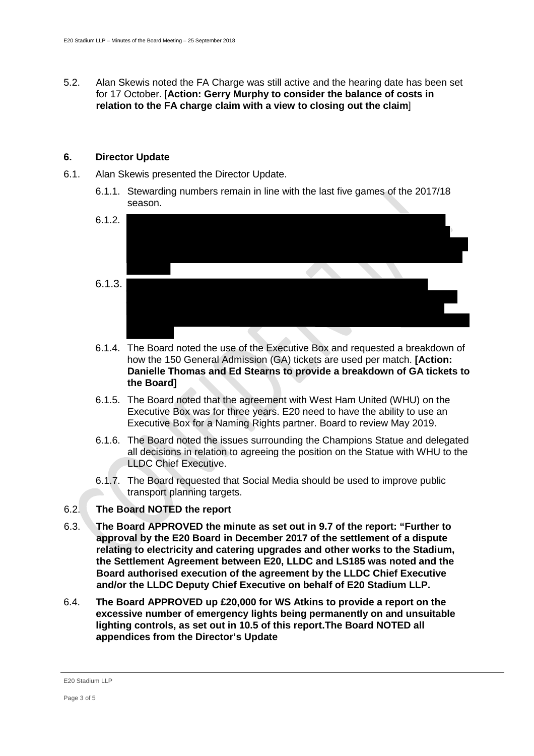5.2. Alan Skewis noted the FA Charge was still active and the hearing date has been set for 17 October. [**Action: Gerry Murphy to consider the balance of costs in relation to the FA charge claim with a view to closing out the claim**]

## 6. Director Update

6.1. Alan Skewis presented the Director Update.

6.1.1. Stewarding numbers remain in line with the last five games of the 2017/18 season.

6.1.2.

6.1.3.

6.1.4. The Board noted the use of the Executive Box and requested a breakdown of how the 150 General Admission (GA) tickets are used per match. **[Action: Danielle Thomas and Ed Stearns to provide a breakdown of GA tickets to the Board]**

6.1.5. The Board noted that the agreement with West Ham United (WHU) on the Executive Box was for three years. E20 need to have the ability to use an Executive Box for a Naming Rights partner. Board to review May 2019.

6.1.6. The Board noted the issues surrounding the Champions Statue and delegated all decisions in relation to agreeing the position on the Statue with WHU to the LLDC Chief Executive.

6.1.7. The Board requested that Social Media should be used to improve public transport planning targets.

6.2. **The Board NOTED the report**

6.3. **The Board APPROVED the minute as set out in 9.7 of the report: "Further to approval by the E20 Board in December 2017 of the settlement of a dispute relating to electricity and catering upgrades and other works to the Stadium, the Settlement Agreement between E20, LLDC and LS185 was noted and the Board authorised execution of the agreement by the LLDC Chief Executive and/or the LLDC Deputy Chief Executive on behalf of E20 Stadium LLP.**

6.4. **The Board APPROVED up £20,000 for WS Atkins to provide a report on the excessive number of emergency lights being permanently on and unsuitable lighting controls, as set out in 10.5 of this report.The Board NOTED all appendices from the Director's Update**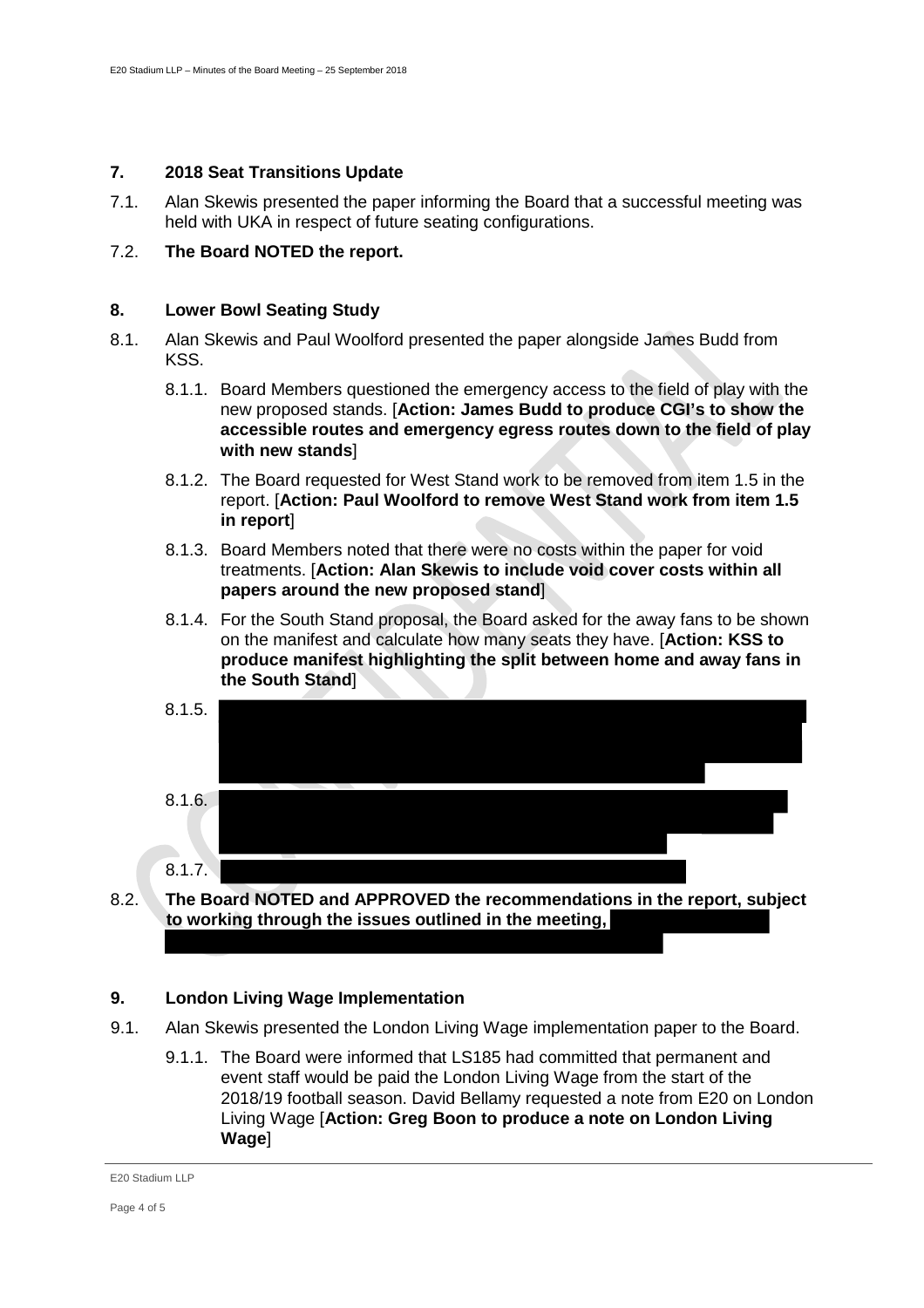## 7. 2018 Seat Transitions Update

7.1. Alan Skewis presented the paper informing the Board that a successful meeting was held with UKA in respect of future seating configurations.

7.2. **The Board NOTED the report.**

## 8. Lower Bowl Seating Study

8.1. Alan Skewis and Paul Woolford presented the paper alongside James Budd from KSS.

8.1.1. Board Members questioned the emergency access to the field of play with the new proposed stands. [**Action: James Budd to produce CGI's to show the accessible routes and emergency egress routes down to the field of play with new stands**]

8.1.2. The Board requested for West Stand work to be removed from item 1.5 in the report. [**Action: Paul Woolford to remove West Stand work from item 1.5 in report**]

8.1.3. Board Members noted that there were no costs within the paper for void treatments. [**Action: Alan Skewis to include void cover costs within all papers around the new proposed stand**]

8.1.4. For the South Stand proposal, the Board asked for the away fans to be shown on the manifest and calculate how many seats they have. [**Action: KSS to produce manifest highlighting the split between home and away fans in the South Stand**]

8.1.5. [REDACTED]

8.1.6. [REDACTED]

8.1.7. [REDACTED]

8.2. **The Board NOTED and APPROVED the recommendations in the report, subject to working through the issues outlined in the meeting,** [REDACTED]

## 9. London Living Wage Implementation

9.1. Alan Skewis presented the London Living Wage implementation paper to the Board.

9.1.1. The Board were informed that LS185 had committed that permanent and event staff would be paid the London Living Wage from the start of the 2018/19 football season. David Bellamy requested a note from E20 on London Living Wage [**Action: Greg Boon to produce a note on London Living Wage**]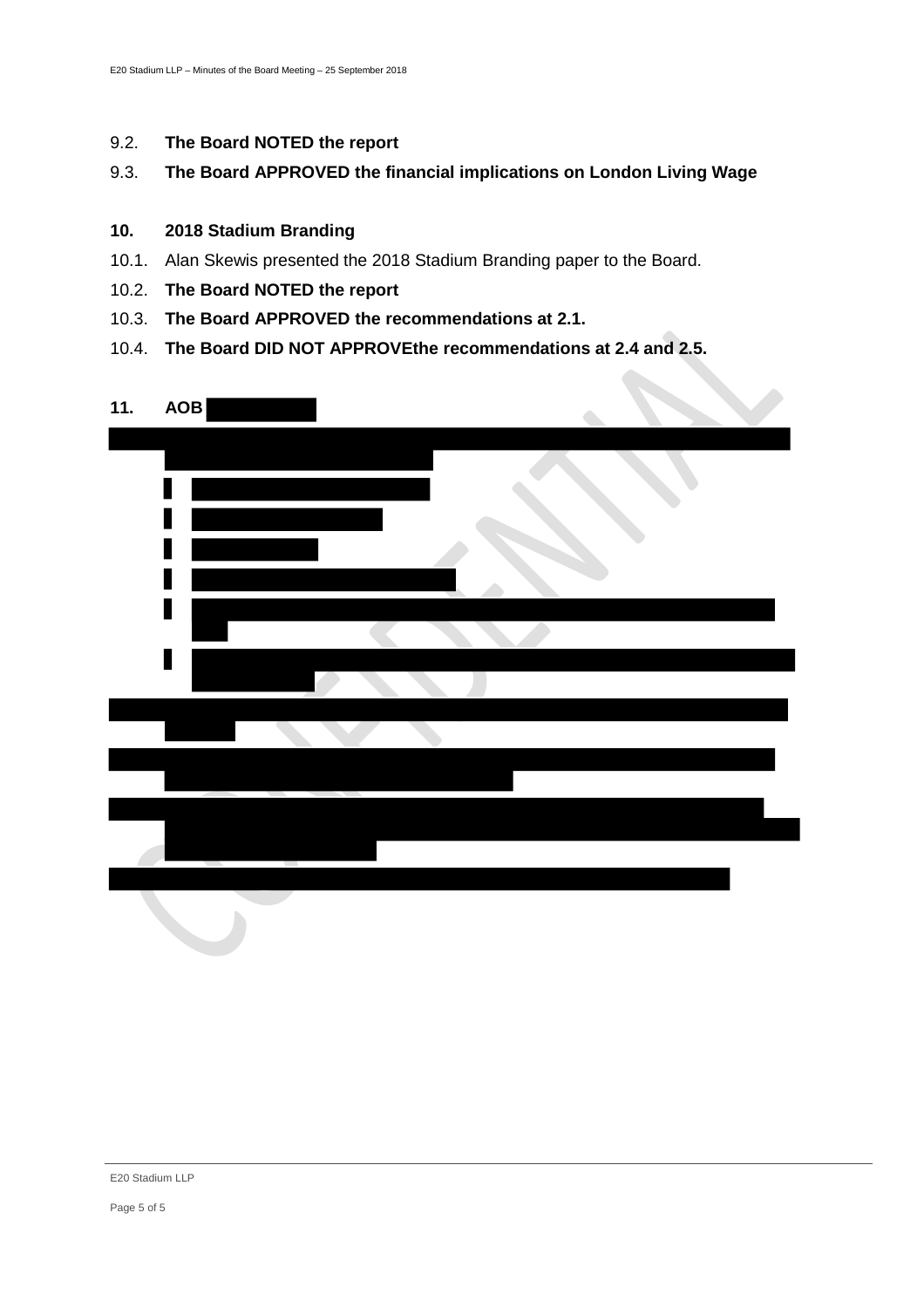9.2. **The Board NOTED the report**

9.3. **The Board APPROVED the financial implications on London Living Wage**

## 10. 2018 Stadium Branding

10.1. Alan Skewis presented the 2018 Stadium Branding paper to the Board.

10.2. **The Board NOTED the report**

10.3. **The Board APPROVED the recommendations at 2.1.**

10.4. **The Board DID NOT APPROVEthe recommendations at 2.4 and 2.5.**

## 11. AOB